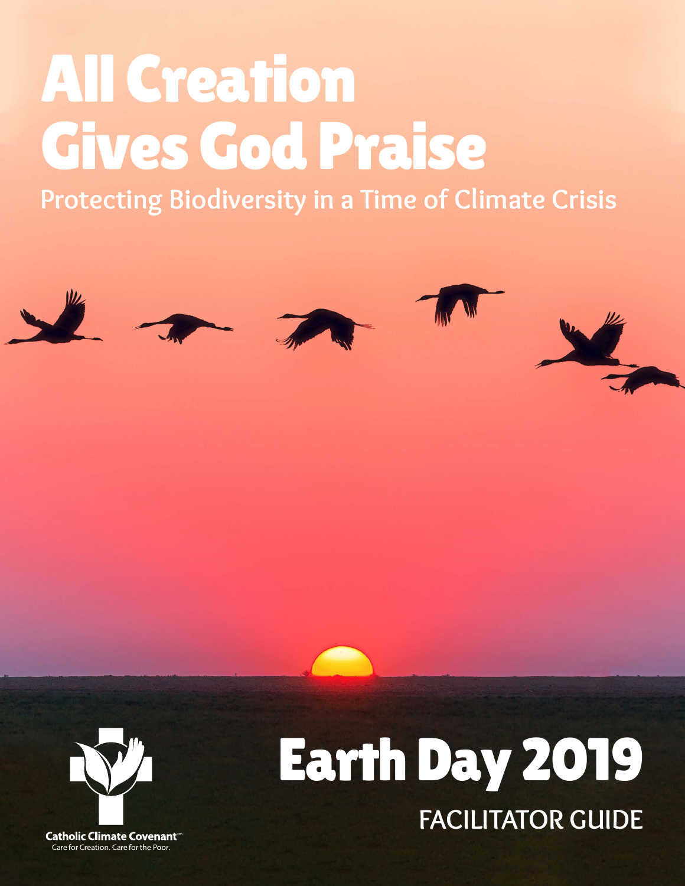# All Creation Gives God Praise

## Protecting Biodiversity in a Time of Climate Crisis

# Earth Day 2019

## FACILITATOR GUIDE

Catholic Climate Covenant
Care for Creation. Care for the Poor.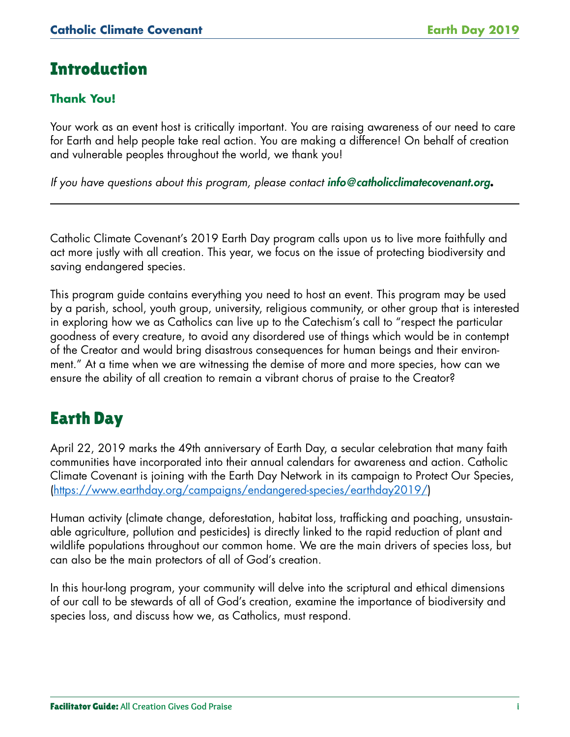# Introduction

### Thank You!

Your work as an event host is critically important. You are raising awareness of our need to care for Earth and help people take real action. You are making a difference! On behalf of creation and vulnerable peoples throughout the world, we thank you!

*If you have questions about this program, please contact* ***info@catholicclimatecovenant.org.***

---

Catholic Climate Covenant's 2019 Earth Day program calls upon us to live more faithfully and act more justly with all creation. This year, we focus on the issue of protecting biodiversity and saving endangered species.

This program guide contains everything you need to host an event. This program may be used by a parish, school, youth group, university, religious community, or other group that is interested in exploring how we as Catholics can live up to the Catechism's call to "respect the particular goodness of every creature, to avoid any disordered use of things which would be in contempt of the Creator and would bring disastrous consequences for human beings and their environment." At a time when we are witnessing the demise of more and more species, how can we ensure the ability of all creation to remain a vibrant chorus of praise to the Creator?

# Earth Day

April 22, 2019 marks the 49th anniversary of Earth Day, a secular celebration that many faith communities have incorporated into their annual calendars for awareness and action. Catholic Climate Covenant is joining with the Earth Day Network in its campaign to Protect Our Species, (https://www.earthday.org/campaigns/endangered-species/earthday2019/)

Human activity (climate change, deforestation, habitat loss, trafficking and poaching, unsustainable agriculture, pollution and pesticides) is directly linked to the rapid reduction of plant and wildlife populations throughout our common home. We are the main drivers of species loss, but can also be the main protectors of all of God's creation.

In this hour-long program, your community will delve into the scriptural and ethical dimensions of our call to be stewards of all of God's creation, examine the importance of biodiversity and species loss, and discuss how we, as Catholics, must respond.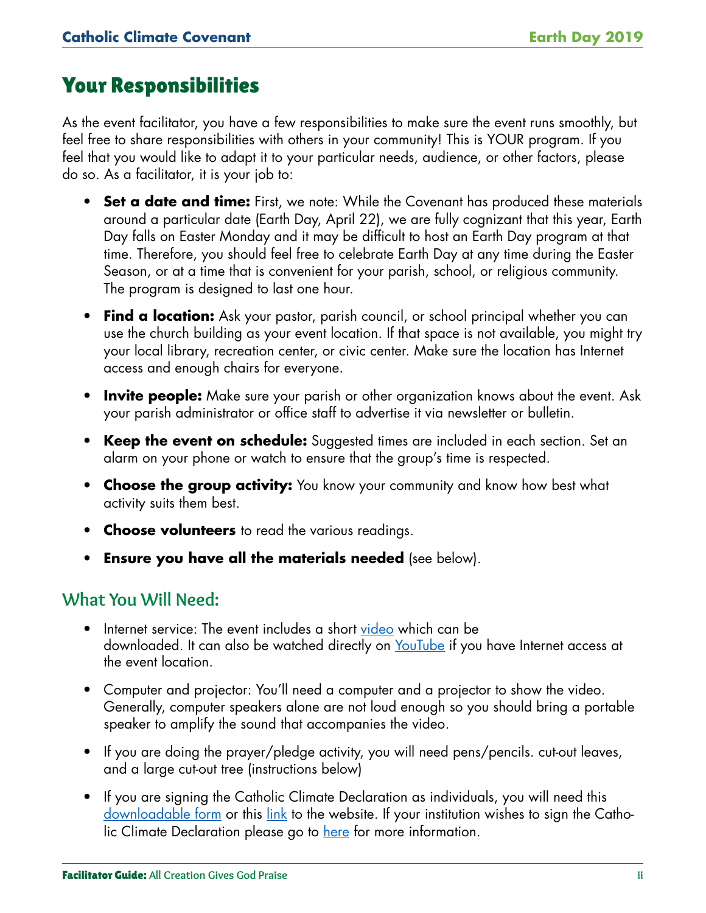# Your Responsibilities

As the event facilitator, you have a few responsibilities to make sure the event runs smoothly, but feel free to share responsibilities with others in your community! This is YOUR program. If you feel that you would like to adapt it to your particular needs, audience, or other factors, please do so. As a facilitator, it is your job to:

- **Set a date and time:** First, we note: While the Covenant has produced these materials around a particular date (Earth Day, April 22), we are fully cognizant that this year, Earth Day falls on Easter Monday and it may be difficult to host an Earth Day program at that time. Therefore, you should feel free to celebrate Earth Day at any time during the Easter Season, or at a time that is convenient for your parish, school, or religious community. The program is designed to last one hour.
- **Find a location:** Ask your pastor, parish council, or school principal whether you can use the church building as your event location. If that space is not available, you might try your local library, recreation center, or civic center. Make sure the location has Internet access and enough chairs for everyone.
- **Invite people:** Make sure your parish or other organization knows about the event. Ask your parish administrator or office staff to advertise it via newsletter or bulletin.
- **Keep the event on schedule:** Suggested times are included in each section. Set an alarm on your phone or watch to ensure that the group's time is respected.
- **Choose the group activity:** You know your community and know how best what activity suits them best.
- **Choose volunteers** to read the various readings.
- **Ensure you have all the materials needed** (see below).

## What You Will Need:

- Internet service: The event includes a short video which can be downloaded. It can also be watched directly on YouTube if you have Internet access at the event location.
- Computer and projector: You'll need a computer and a projector to show the video. Generally, computer speakers alone are not loud enough so you should bring a portable speaker to amplify the sound that accompanies the video.
- If you are doing the prayer/pledge activity, you will need pens/pencils. cut-out leaves, and a large cut-out tree (instructions below)
- If you are signing the Catholic Climate Declaration as individuals, you will need this downloadable form or this link to the website. If your institution wishes to sign the Catholic Climate Declaration please go to here for more information.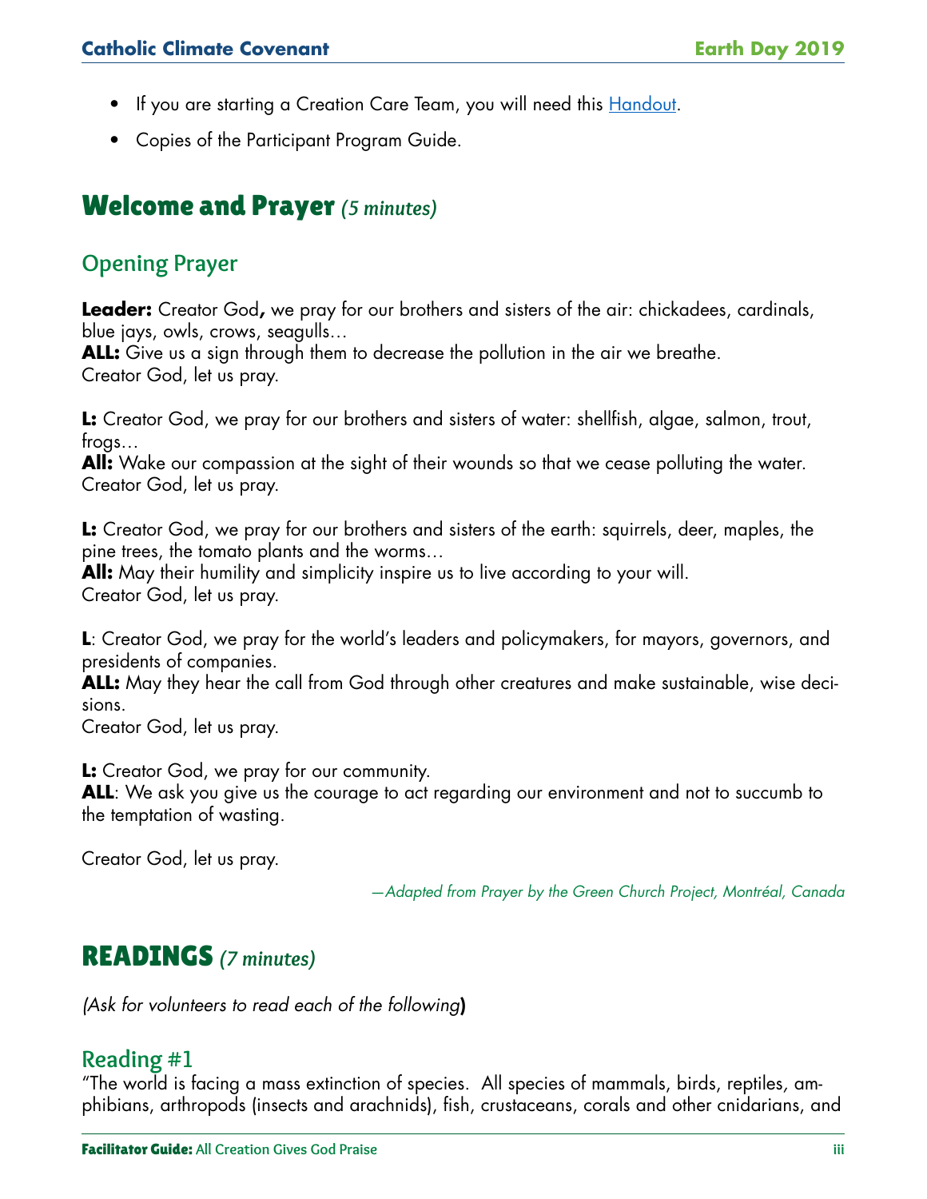- If you are starting a Creation Care Team, you will need this [Handout](Handout).
- Copies of the Participant Program Guide.

## Welcome and Prayer *(5 minutes)*

### Opening Prayer

**Leader:** Creator God**,** we pray for our brothers and sisters of the air: chickadees, cardinals, blue jays, owls, crows, seagulls…
**ALL:** Give us a sign through them to decrease the pollution in the air we breathe.
Creator God, let us pray.

**L:** Creator God, we pray for our brothers and sisters of water: shellfish, algae, salmon, trout, frogs…
**All:** Wake our compassion at the sight of their wounds so that we cease polluting the water.
Creator God, let us pray.

**L:** Creator God, we pray for our brothers and sisters of the earth: squirrels, deer, maples, the pine trees, the tomato plants and the worms…
**All:** May their humility and simplicity inspire us to live according to your will.
Creator God, let us pray.

**L**: Creator God, we pray for the world's leaders and policymakers, for mayors, governors, and presidents of companies.
**ALL:** May they hear the call from God through other creatures and make sustainable, wise decisions.
Creator God, let us pray.

**L:** Creator God, we pray for our community.
**ALL**: We ask you give us the courage to act regarding our environment and not to succumb to the temptation of wasting.

Creator God, let us pray.

*—Adapted from Prayer by the Green Church Project, Montréal, Canada*

## READINGS *(7 minutes)*

*(Ask for volunteers to read each of the following***)**

### Reading #1

"The world is facing a mass extinction of species. All species of mammals, birds, reptiles, amphibians, arthropods (insects and arachnids), fish, crustaceans, corals and other cnidarians, and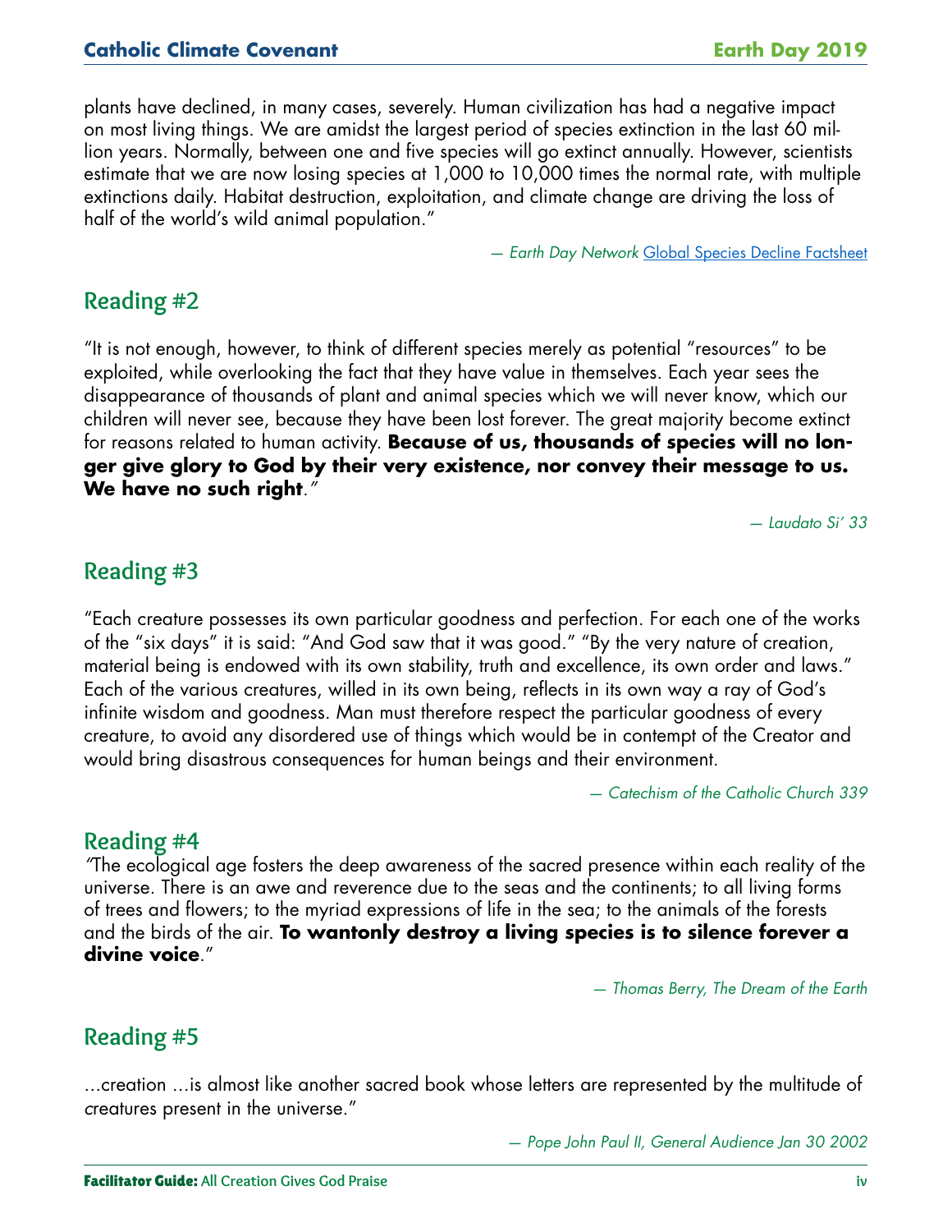plants have declined, in many cases, severely. Human civilization has had a negative impact on most living things. We are amidst the largest period of species extinction in the last 60 million years. Normally, between one and five species will go extinct annually. However, scientists estimate that we are now losing species at 1,000 to 10,000 times the normal rate, with multiple extinctions daily. Habitat destruction, exploitation, and climate change are driving the loss of half of the world's wild animal population."

— *Earth Day Network* Global Species Decline Factsheet

## Reading #2

"It is not enough, however, to think of different species merely as potential "resources" to be exploited, while overlooking the fact that they have value in themselves. Each year sees the disappearance of thousands of plant and animal species which we will never know, which our children will never see, because they have been lost forever. The great majority become extinct for reasons related to human activity. **Because of us, thousands of species will no longer give glory to God by their very existence, nor convey their message to us. We have no such right**."

— *Laudato Si' 33*

## Reading #3

"Each creature possesses its own particular goodness and perfection. For each one of the works of the "six days" it is said: "And God saw that it was good." "By the very nature of creation, material being is endowed with its own stability, truth and excellence, its own order and laws." Each of the various creatures, willed in its own being, reflects in its own way a ray of God's infinite wisdom and goodness. Man must therefore respect the particular goodness of every creature, to avoid any disordered use of things which would be in contempt of the Creator and would bring disastrous consequences for human beings and their environment.

— *Catechism of the Catholic Church 339*

## Reading #4

"The ecological age fosters the deep awareness of the sacred presence within each reality of the universe. There is an awe and reverence due to the seas and the continents; to all living forms of trees and flowers; to the myriad expressions of life in the sea; to the animals of the forests and the birds of the air. **To wantonly destroy a living species is to silence forever a divine voice**."

— *Thomas Berry, The Dream of the Earth*

## Reading #5

...creation ...is almost like another sacred book whose letters are represented by the multitude of creatures present in the universe."

— *Pope John Paul II, General Audience Jan 30 2002*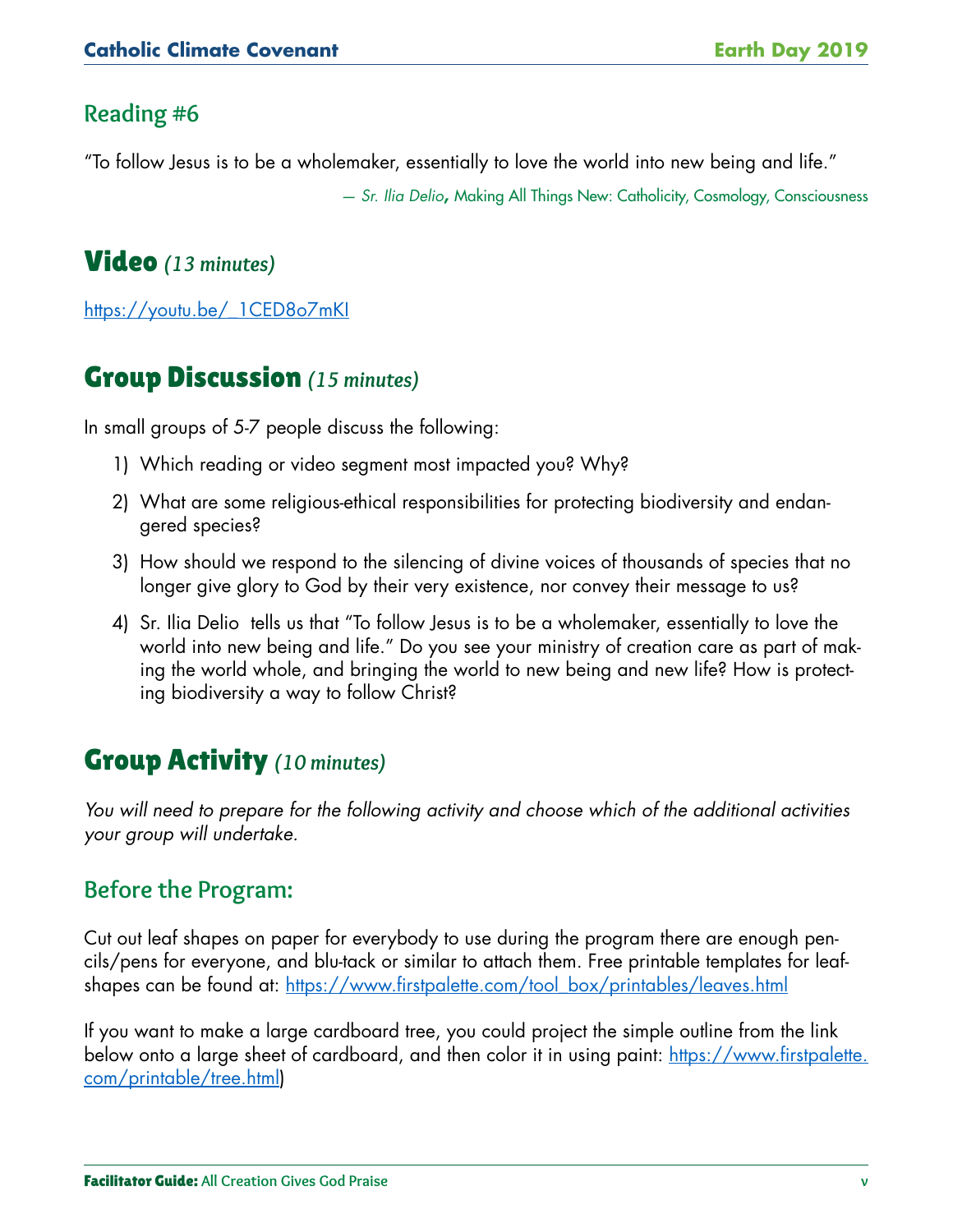## Reading #6

"To follow Jesus is to be a wholemaker, essentially to love the world into new being and life."

— *Sr. Ilia Delio*, Making All Things New: Catholicity, Cosmology, Consciousness

## Video *(13 minutes)*

https://youtu.be/_1CED8o7mKI

## Group Discussion *(15 minutes)*

In small groups of 5-7 people discuss the following:

1) Which reading or video segment most impacted you? Why?
2) What are some religious-ethical responsibilities for protecting biodiversity and endangered species?
3) How should we respond to the silencing of divine voices of thousands of species that no longer give glory to God by their very existence, nor convey their message to us?
4) Sr. Ilia Delio tells us that "To follow Jesus is to be a wholemaker, essentially to love the world into new being and life." Do you see your ministry of creation care as part of making the world whole, and bringing the world to new being and new life? How is protecting biodiversity a way to follow Christ?

## Group Activity *(10 minutes)*

*You will need to prepare for the following activity and choose which of the additional activities your group will undertake.*

### Before the Program:

Cut out leaf shapes on paper for everybody to use during the program there are enough pencils/pens for everyone, and blu-tack or similar to attach them. Free printable templates for leaf-shapes can be found at: https://www.firstpalette.com/tool_box/printables/leaves.html

If you want to make a large cardboard tree, you could project the simple outline from the link below onto a large sheet of cardboard, and then color it in using paint: https://www.firstpalette.com/printable/tree.html)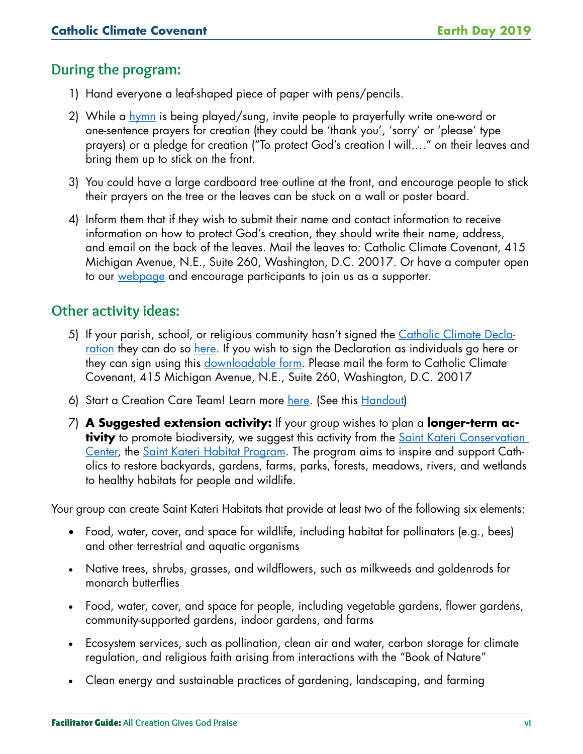## During the program:

1) Hand everyone a leaf-shaped piece of paper with pens/pencils.

2) While a hymn is being played/sung, invite people to prayerfully write one-word or one-sentence prayers for creation (they could be 'thank you', 'sorry' or 'please' type prayers) or a pledge for creation ("To protect God's creation I will…." on their leaves and bring them up to stick on the front.

3) You could have a large cardboard tree outline at the front, and encourage people to stick their prayers on the tree or the leaves can be stuck on a wall or poster board.

4) Inform them that if they wish to submit their name and contact information to receive information on how to protect God's creation, they should write their name, address, and email on the back of the leaves. Mail the leaves to: Catholic Climate Covenant, 415 Michigan Avenue, N.E., Suite 260, Washington, D.C. 20017. Or have a computer open to our webpage and encourage participants to join us as a supporter.

## Other activity ideas:

5) If your parish, school, or religious community hasn't signed the Catholic Climate Declaration they can do so here. If you wish to sign the Declaration as individuals go here or they can sign using this downloadable form. Please mail the form to Catholic Climate Covenant, 415 Michigan Avenue, N.E., Suite 260, Washington, D.C. 20017

6) Start a Creation Care Team! Learn more here. (See this Handout)

7) **A Suggested extension activity:** If your group wishes to plan a **longer-term activity** to promote biodiversity, we suggest this activity from the Saint Kateri Conservation Center, the Saint Kateri Habitat Program. The program aims to inspire and support Catholics to restore backyards, gardens, farms, parks, forests, meadows, rivers, and wetlands to healthy habitats for people and wildlife.

Your group can create Saint Kateri Habitats that provide at least two of the following six elements:

- Food, water, cover, and space for wildlife, including habitat for pollinators (e.g., bees) and other terrestrial and aquatic organisms
- Native trees, shrubs, grasses, and wildflowers, such as milkweeds and goldenrods for monarch butterflies
- Food, water, cover, and space for people, including vegetable gardens, flower gardens, community-supported gardens, indoor gardens, and farms
- Ecosystem services, such as pollination, clean air and water, carbon storage for climate regulation, and religious faith arising from interactions with the "Book of Nature"
- Clean energy and sustainable practices of gardening, landscaping, and farming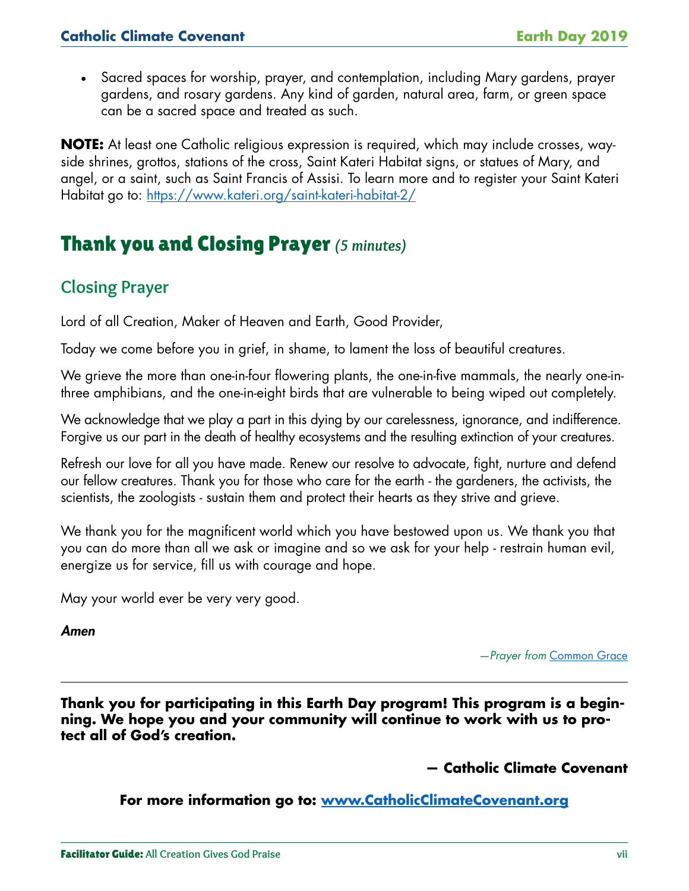- Sacred spaces for worship, prayer, and contemplation, including Mary gardens, prayer gardens, and rosary gardens. Any kind of garden, natural area, farm, or green space can be a sacred space and treated as such.

**NOTE:** At least one Catholic religious expression is required, which may include crosses, way-side shrines, grottos, stations of the cross, Saint Kateri Habitat signs, or statues of Mary, and angel, or a saint, such as Saint Francis of Assisi. To learn more and to register your Saint Kateri Habitat go to: https://www.kateri.org/saint-kateri-habitat-2/

# Thank you and Closing Prayer *(5 minutes)*

## Closing Prayer

Lord of all Creation, Maker of Heaven and Earth, Good Provider,

Today we come before you in grief, in shame, to lament the loss of beautiful creatures.

We grieve the more than one-in-four flowering plants, the one-in-five mammals, the nearly one-in-three amphibians, and the one-in-eight birds that are vulnerable to being wiped out completely.

We acknowledge that we play a part in this dying by our carelessness, ignorance, and indifference. Forgive us our part in the death of healthy ecosystems and the resulting extinction of your creatures.

Refresh our love for all you have made. Renew our resolve to advocate, fight, nurture and defend our fellow creatures. Thank you for those who care for the earth - the gardeners, the activists, the scientists, the zoologists - sustain them and protect their hearts as they strive and grieve.

We thank you for the magnificent world which you have bestowed upon us. We thank you that you can do more than all we ask or imagine and so we ask for your help - restrain human evil, energize us for service, fill us with courage and hope.

May your world ever be very very good.

***Amen***

*—Prayer from* Common Grace

---

**Thank you for participating in this Earth Day program! This program is a beginning. We hope you and your community will continue to work with us to protect all of God's creation.**

**— Catholic Climate Covenant**

**For more information go to: www.CatholicClimateCovenant.org**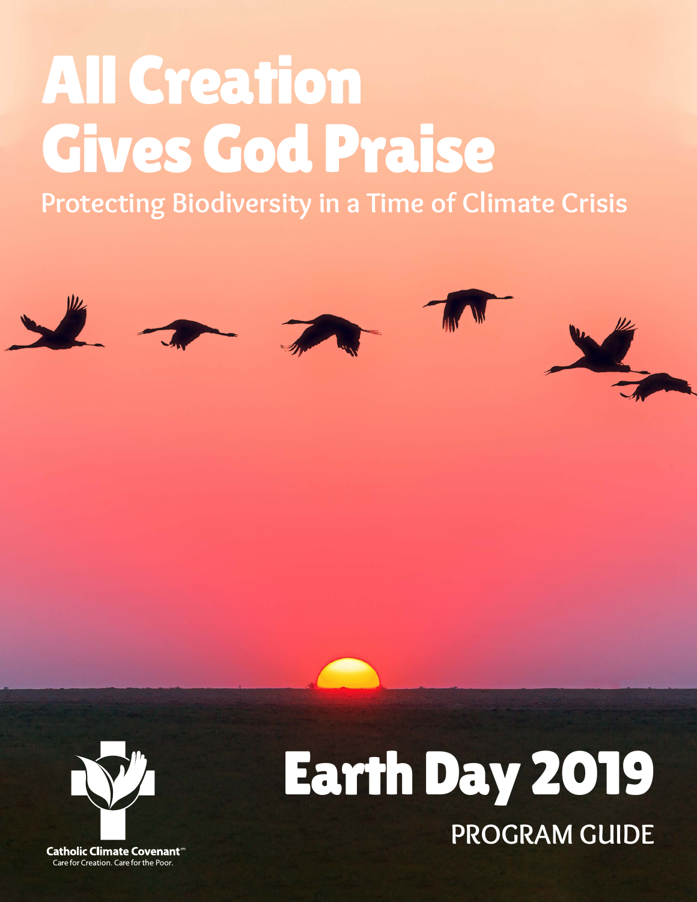# All Creation Gives God Praise

## Protecting Biodiversity in a Time of Climate Crisis

Catholic Climate Covenant℠
Care for Creation. Care for the Poor.

# Earth Day 2019

PROGRAM GUIDE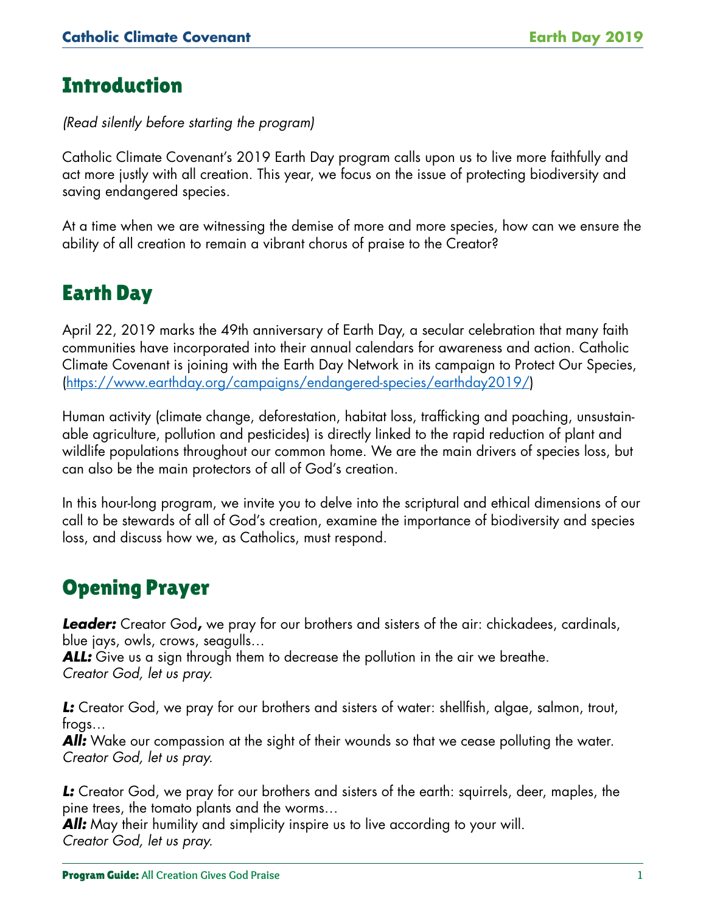## Introduction

*(Read silently before starting the program)*

Catholic Climate Covenant's 2019 Earth Day program calls upon us to live more faithfully and act more justly with all creation. This year, we focus on the issue of protecting biodiversity and saving endangered species.

At a time when we are witnessing the demise of more and more species, how can we ensure the ability of all creation to remain a vibrant chorus of praise to the Creator?

## Earth Day

April 22, 2019 marks the 49th anniversary of Earth Day, a secular celebration that many faith communities have incorporated into their annual calendars for awareness and action. Catholic Climate Covenant is joining with the Earth Day Network in its campaign to Protect Our Species, (https://www.earthday.org/campaigns/endangered-species/earthday2019/)

Human activity (climate change, deforestation, habitat loss, trafficking and poaching, unsustainable agriculture, pollution and pesticides) is directly linked to the rapid reduction of plant and wildlife populations throughout our common home. We are the main drivers of species loss, but can also be the main protectors of all of God's creation.

In this hour-long program, we invite you to delve into the scriptural and ethical dimensions of our call to be stewards of all of God's creation, examine the importance of biodiversity and species loss, and discuss how we, as Catholics, must respond.

## Opening Prayer

***Leader:*** Creator God**,** we pray for our brothers and sisters of the air: chickadees, cardinals, blue jays, owls, crows, seagulls…
***ALL:*** Give us a sign through them to decrease the pollution in the air we breathe.
*Creator God, let us pray.*

***L:*** Creator God, we pray for our brothers and sisters of water: shellfish, algae, salmon, trout, frogs…
***All:*** Wake our compassion at the sight of their wounds so that we cease polluting the water.
*Creator God, let us pray.*

***L:*** Creator God, we pray for our brothers and sisters of the earth: squirrels, deer, maples, the pine trees, the tomato plants and the worms…
***All:*** May their humility and simplicity inspire us to live according to your will.
*Creator God, let us pray.*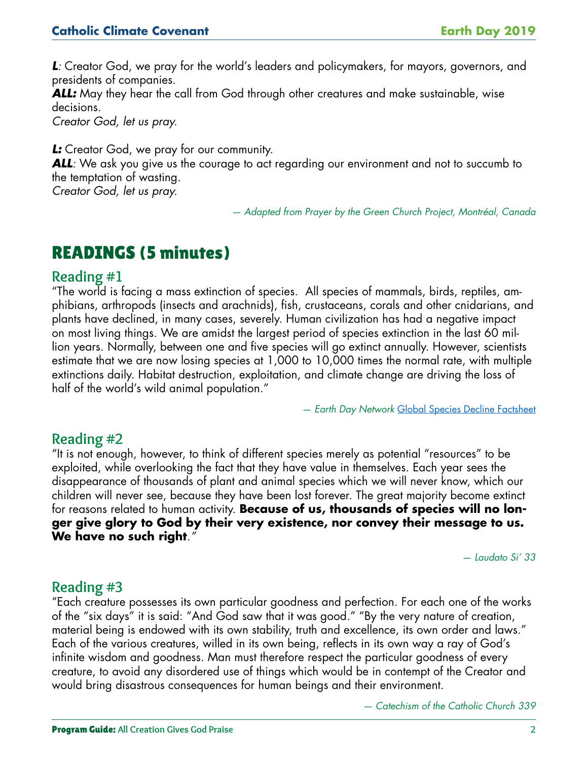***L**: Creator God, we pray for the world's leaders and policymakers, for mayors, governors, and presidents of companies.*
***ALL:*** May they hear the call from God through other creatures and make sustainable, wise decisions.
*Creator God, let us pray.*

***L:*** Creator God, we pray for our community.
***ALL**: We ask you give us the courage to act regarding our environment and not to succumb to the temptation of wasting.*
*Creator God, let us pray.*

*— Adapted from Prayer by the Green Church Project, Montréal, Canada*

# READINGS (5 minutes)

## Reading #1

"The world is facing a mass extinction of species. All species of mammals, birds, reptiles, amphibians, arthropods (insects and arachnids), fish, crustaceans, corals and other cnidarians, and plants have declined, in many cases, severely. Human civilization has had a negative impact on most living things. We are amidst the largest period of species extinction in the last 60 million years. Normally, between one and five species will go extinct annually. However, scientists estimate that we are now losing species at 1,000 to 10,000 times the normal rate, with multiple extinctions daily. Habitat destruction, exploitation, and climate change are driving the loss of half of the world's wild animal population."

*— Earth Day Network* Global Species Decline Factsheet

## Reading #2

"It is not enough, however, to think of different species merely as potential "resources" to be exploited, while overlooking the fact that they have value in themselves. Each year sees the disappearance of thousands of plant and animal species which we will never know, which our children will never see, because they have been lost forever. The great majority become extinct for reasons related to human activity. **Because of us, thousands of species will no longer give glory to God by their very existence, nor convey their message to us. We have no such right**."

*— Laudato Si' 33*

## Reading #3

"Each creature possesses its own particular goodness and perfection. For each one of the works of the "six days" it is said: "And God saw that it was good." "By the very nature of creation, material being is endowed with its own stability, truth and excellence, its own order and laws." Each of the various creatures, willed in its own being, reflects in its own way a ray of God's infinite wisdom and goodness. Man must therefore respect the particular goodness of every creature, to avoid any disordered use of things which would be in contempt of the Creator and would bring disastrous consequences for human beings and their environment.

*— Catechism of the Catholic Church 339*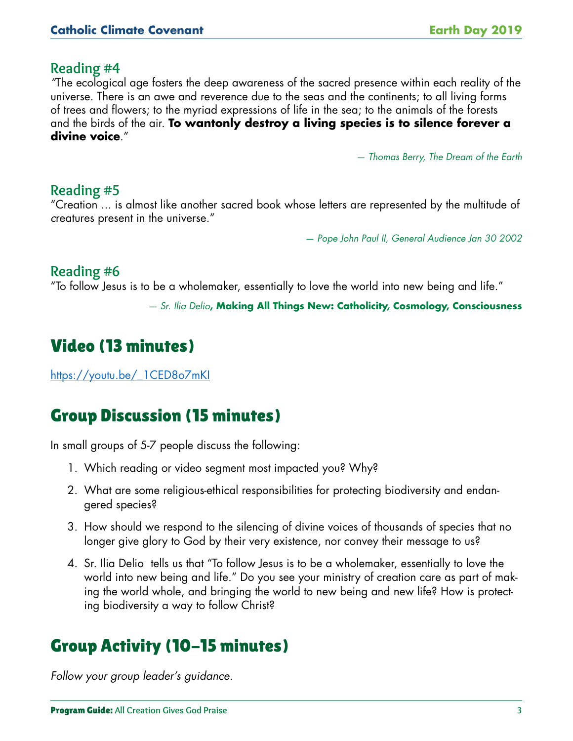## Reading #4

"The ecological age fosters the deep awareness of the sacred presence within each reality of the universe. There is an awe and reverence due to the seas and the continents; to all living forms of trees and flowers; to the myriad expressions of life in the sea; to the animals of the forests and the birds of the air. **To wantonly destroy a living species is to silence forever a divine voice**."

*— Thomas Berry, The Dream of the Earth*

## Reading #5

"Creation ... is almost like another sacred book whose letters are represented by the multitude of creatures present in the universe."

*— Pope John Paul II, General Audience Jan 30 2002*

## Reading #6

"To follow Jesus is to be a wholemaker, essentially to love the world into new being and life."

*— Sr. Ilia Delio*, **Making All Things New: Catholicity, Cosmology, Consciousness**

# Video (13 minutes)

https://youtu.be/_1CED8o7mKI

# Group Discussion (15 minutes)

In small groups of 5-7 people discuss the following:

1. Which reading or video segment most impacted you? Why?
2. What are some religious-ethical responsibilities for protecting biodiversity and endangered species?
3. How should we respond to the silencing of divine voices of thousands of species that no longer give glory to God by their very existence, nor convey their message to us?
4. Sr. Ilia Delio tells us that "To follow Jesus is to be a wholemaker, essentially to love the world into new being and life." Do you see your ministry of creation care as part of making the world whole, and bringing the world to new being and new life? How is protecting biodiversity a way to follow Christ?

# Group Activity (10–15 minutes)

*Follow your group leader's guidance.*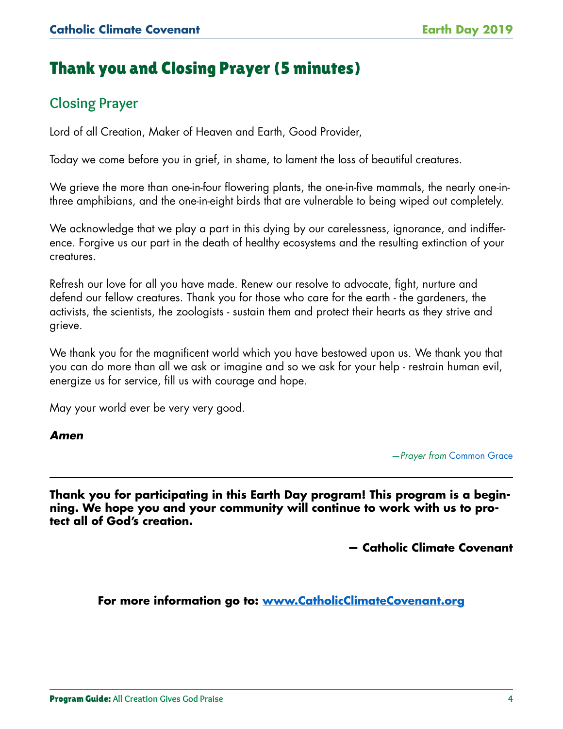# Thank you and Closing Prayer (5 minutes)

## Closing Prayer

Lord of all Creation, Maker of Heaven and Earth, Good Provider,

Today we come before you in grief, in shame, to lament the loss of beautiful creatures.

We grieve the more than one-in-four flowering plants, the one-in-five mammals, the nearly one-in-three amphibians, and the one-in-eight birds that are vulnerable to being wiped out completely.

We acknowledge that we play a part in this dying by our carelessness, ignorance, and indifference. Forgive us our part in the death of healthy ecosystems and the resulting extinction of your creatures.

Refresh our love for all you have made. Renew our resolve to advocate, fight, nurture and defend our fellow creatures. Thank you for those who care for the earth - the gardeners, the activists, the scientists, the zoologists - sustain them and protect their hearts as they strive and grieve.

We thank you for the magnificent world which you have bestowed upon us. We thank you that you can do more than all we ask or imagine and so we ask for your help - restrain human evil, energize us for service, fill us with courage and hope.

May your world ever be very very good.

***Amen***

*—Prayer from* Common Grace

---

**Thank you for participating in this Earth Day program! This program is a beginning. We hope you and your community will continue to work with us to protect all of God's creation.**

**— Catholic Climate Covenant**

**For more information go to: www.CatholicClimateCovenant.org**